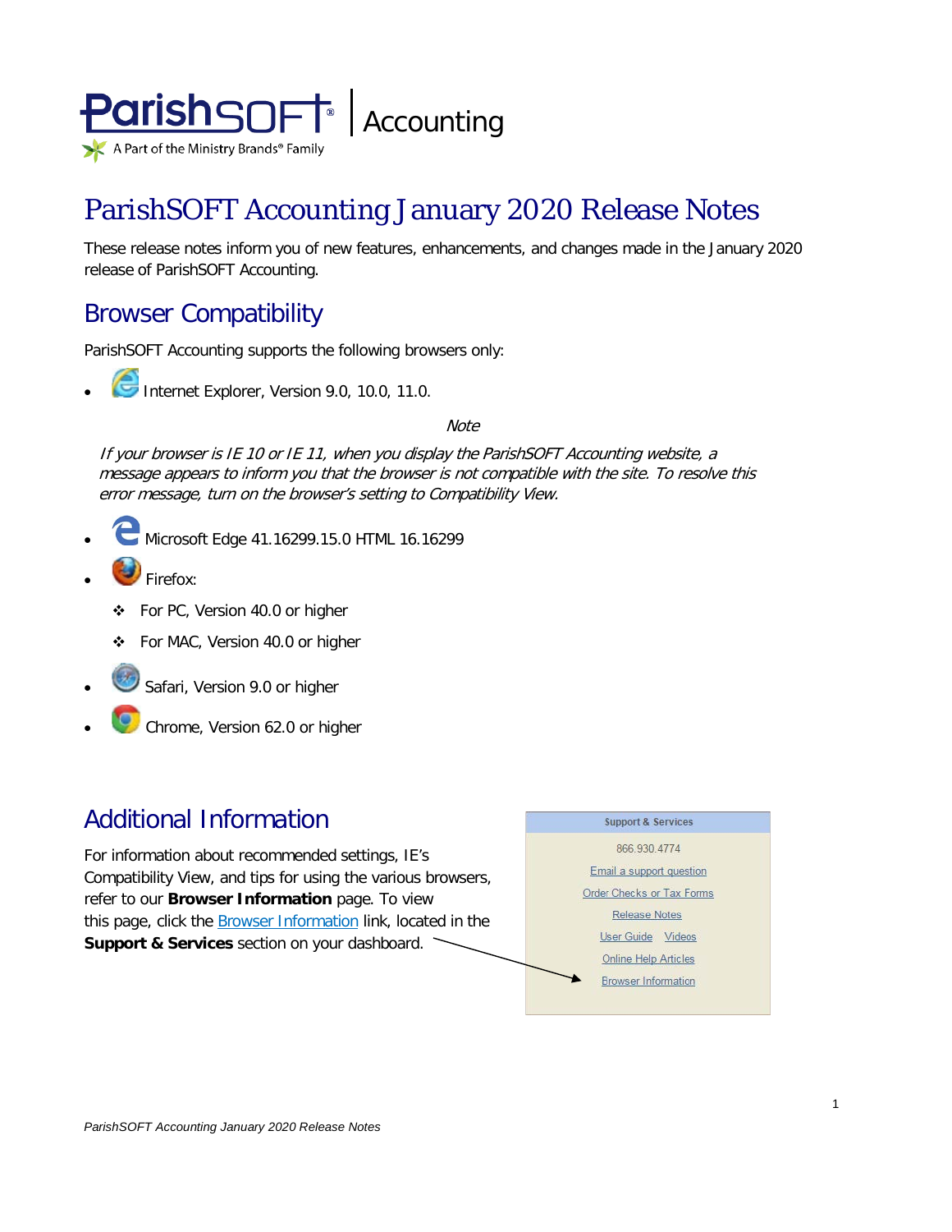ParishSOFT | Accounting

A Part of the Ministry Brands® Family

# ParishSOFT Accounting January 2020 Release Notes

These release notes inform you of new features, enhancements, and changes made in the January 2020 release of ParishSOFT Accounting.

## Browser Compatibility

ParishSOFT Accounting supports the following browsers only:

- Internet Explorer, Version 9.0, 10.0, 11.0.

  *Note*

  *If your browser is IE 10 or IE 11, when you display the ParishSOFT Accounting website, a message appears to inform you that the browser is not compatible with the site. To resolve this error message, turn on the browser's setting to Compatibility View.*

- Microsoft Edge 41.16299.15.0 HTML 16.16299
- Firefox:
  - For PC, Version 40.0 or higher
  - For MAC, Version 40.0 or higher
- Safari, Version 9.0 or higher
- Chrome, Version 62.0 or higher

## Additional Information

For information about recommended settings, IE's Compatibility View, and tips for using the various browsers, refer to our **Browser Information** page. To view this page, click the Browser Information link, located in the **Support & Services** section on your dashboard.

**Support & Services**

866.930.4774

Email a support question

Order Checks or Tax Forms

Release Notes

User Guide  Videos

Online Help Articles

Browser Information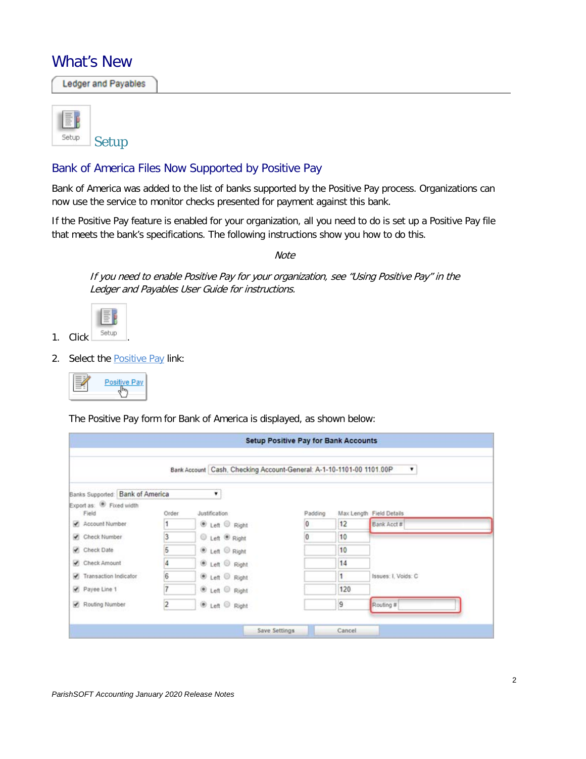# What's New

Ledger and Payables

## Setup

### Bank of America Files Now Supported by Positive Pay

Bank of America was added to the list of banks supported by the Positive Pay process. Organizations can now use the service to monitor checks presented for payment against this bank.

If the Positive Pay feature is enabled for your organization, all you need to do is set up a Positive Pay file that meets the bank's specifications. The following instructions show you how to do this.

*Note*

*If you need to enable Positive Pay for your organization, see "Using Positive Pay" in the Ledger and Payables User Guide for instructions.*

1. Click Setup.
2. Select the Positive Pay link:

Positive Pay

The Positive Pay form for Bank of America is displayed, as shown below:

**Setup Positive Pay for Bank Accounts**

Bank Account: Cash, Checking Account-General: A-1-10-1101-00 1101.00P

Banks Supported: Bank of America

Export as: Fixed width

| Field | Order | Justification | Padding | Max Length | Field Details |
|---|---|---|---|---|---|
| Account Number | 1 | Left | 0 | 12 | Bank Acct # |
| Check Number | 3 | Right | 0 | 10 | |
| Check Date | 5 | Left | | 10 | |
| Check Amount | 4 | Left | | 14 | |
| Transaction Indicator | 6 | Left | | 1 | Issues: I, Voids: C |
| Payee Line 1 | 7 | Left | | 120 | |
| Routing Number | 2 | Left | | 9 | Routing # |

Save Settings | Cancel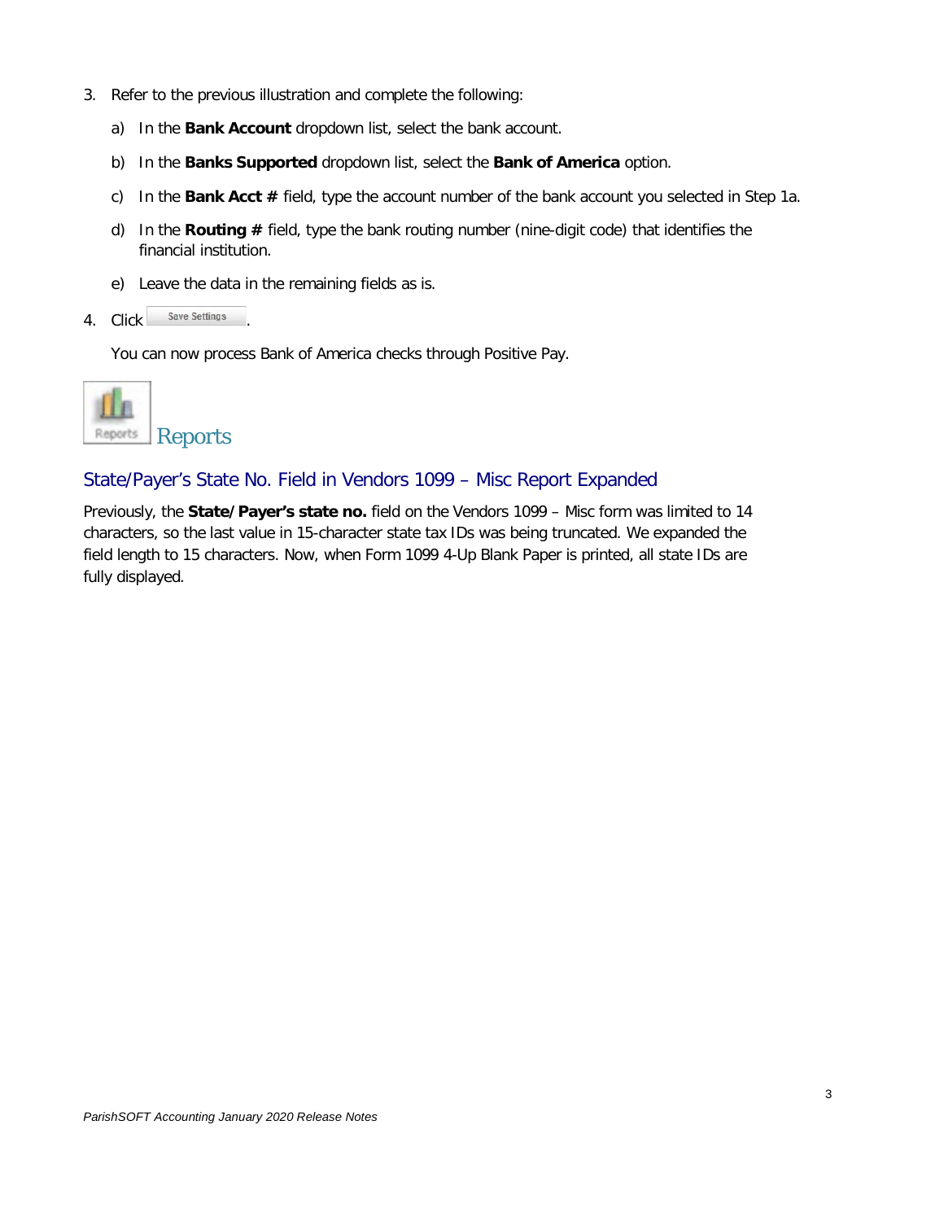3. Refer to the previous illustration and complete the following:
   a) In the **Bank Account** dropdown list, select the bank account.
   b) In the **Banks Supported** dropdown list, select the **Bank of America** option.
   c) In the **Bank Acct #** field, type the account number of the bank account you selected in Step 1a.
   d) In the **Routing #** field, type the bank routing number (nine-digit code) that identifies the financial institution.
   e) Leave the data in the remaining fields as is.
4. Click Save Settings.

   You can now process Bank of America checks through Positive Pay.

# Reports

## State/Payer's State No. Field in Vendors 1099 – Misc Report Expanded

Previously, the **State/Payer's state no.** field on the Vendors 1099 – Misc form was limited to 14 characters, so the last value in 15-character state tax IDs was being truncated. We expanded the field length to 15 characters. Now, when Form 1099 4-Up Blank Paper is printed, all state IDs are fully displayed.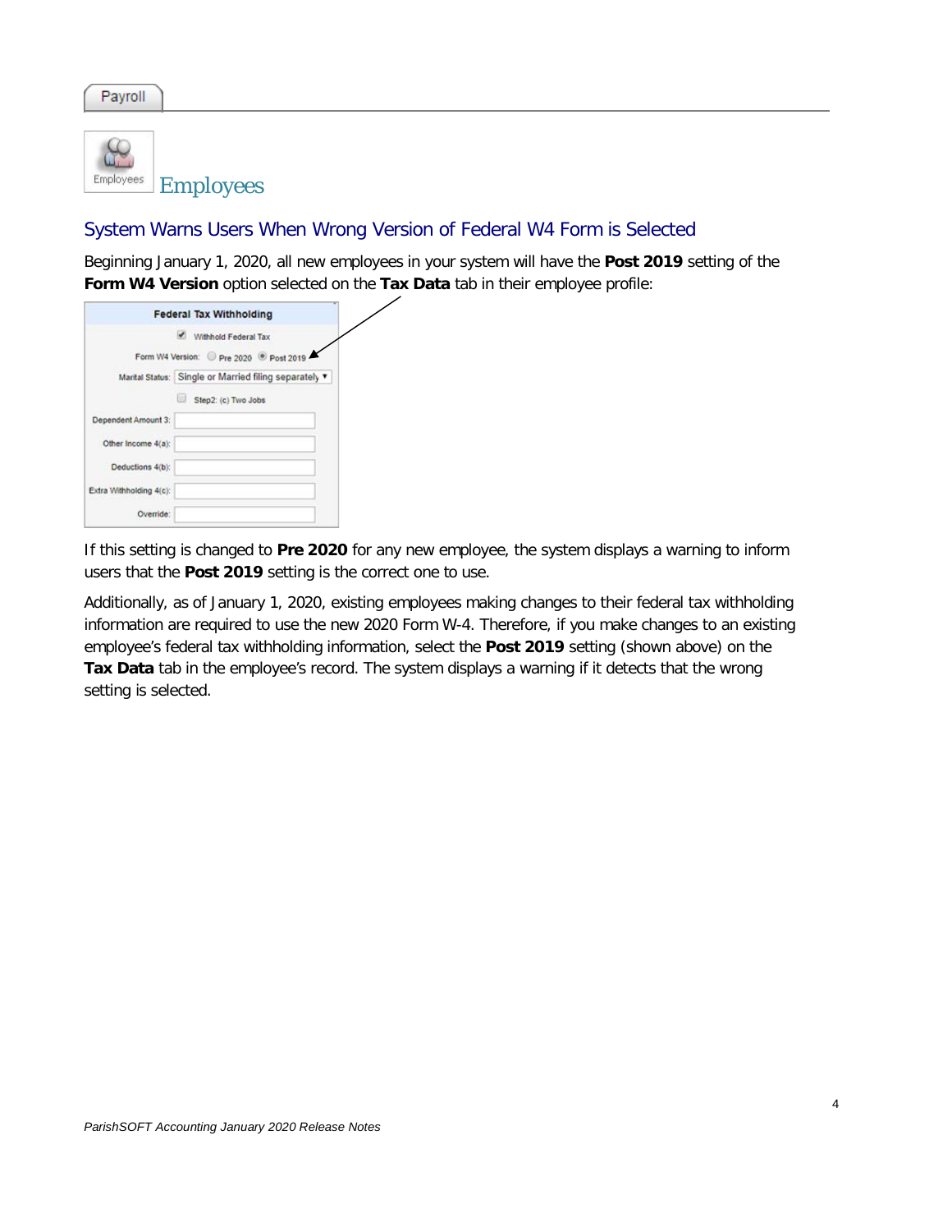Payroll

# Employees

## System Warns Users When Wrong Version of Federal W4 Form is Selected

Beginning January 1, 2020, all new employees in your system will have the **Post 2019** setting of the **Form W4 Version** option selected on the **Tax Data** tab in their employee profile:

If this setting is changed to **Pre 2020** for any new employee, the system displays a warning to inform users that the **Post 2019** setting is the correct one to use.

Additionally, as of January 1, 2020, existing employees making changes to their federal tax withholding information are required to use the new 2020 Form W-4. Therefore, if you make changes to an existing employee's federal tax withholding information, select the **Post 2019** setting (shown above) on the **Tax Data** tab in the employee's record. The system displays a warning if it detects that the wrong setting is selected.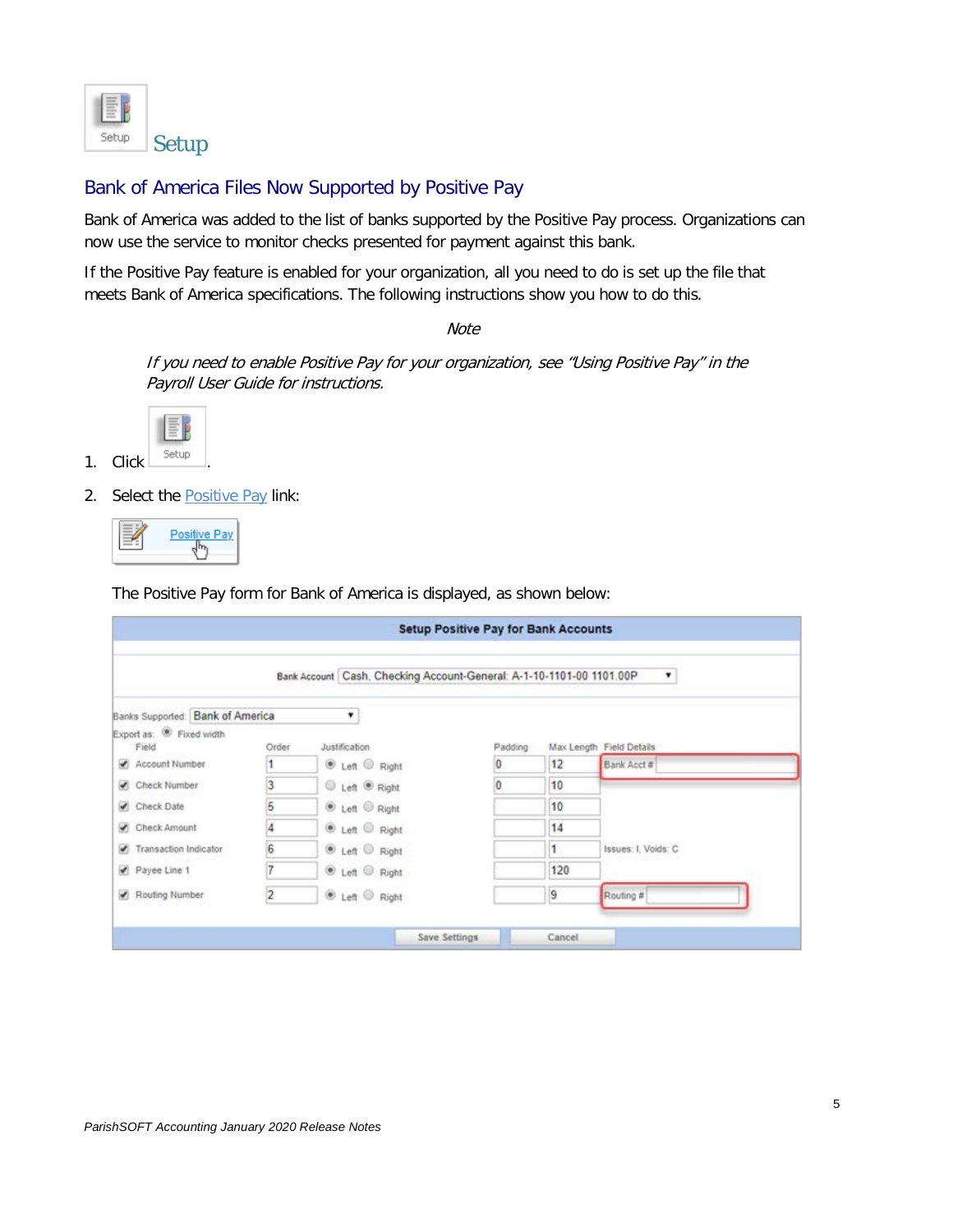# Setup

## Bank of America Files Now Supported by Positive Pay

Bank of America was added to the list of banks supported by the Positive Pay process. Organizations can now use the service to monitor checks presented for payment against this bank.

If the Positive Pay feature is enabled for your organization, all you need to do is set up the file that meets Bank of America specifications. The following instructions show you how to do this.

*Note*

*If you need to enable Positive Pay for your organization, see "Using Positive Pay" in the Payroll User Guide for instructions.*

1. Click Setup.
2. Select the Positive Pay link:

   The Positive Pay form for Bank of America is displayed, as shown below:

**Setup Positive Pay for Bank Accounts**

Bank Account: Cash, Checking Account-General: A-1-10-1101-00 1101.00P

Banks Supported: Bank of America

Export as: Fixed width

| Field | Order | Justification | Padding | Max Length | Field Details |
|---|---|---|---|---|---|
| Account Number | 1 | Left | 0 | 12 | Bank Acct # |
| Check Number | 3 | Right | 0 | 10 | |
| Check Date | 5 | Left | | 10 | |
| Check Amount | 4 | Left | | 14 | |
| Transaction Indicator | 6 | Left | | 1 | Issues: I, Voids: C |
| Payee Line 1 | 7 | Left | | 120 | |
| Routing Number | 2 | Left | | 9 | Routing # |

Save Settings | Cancel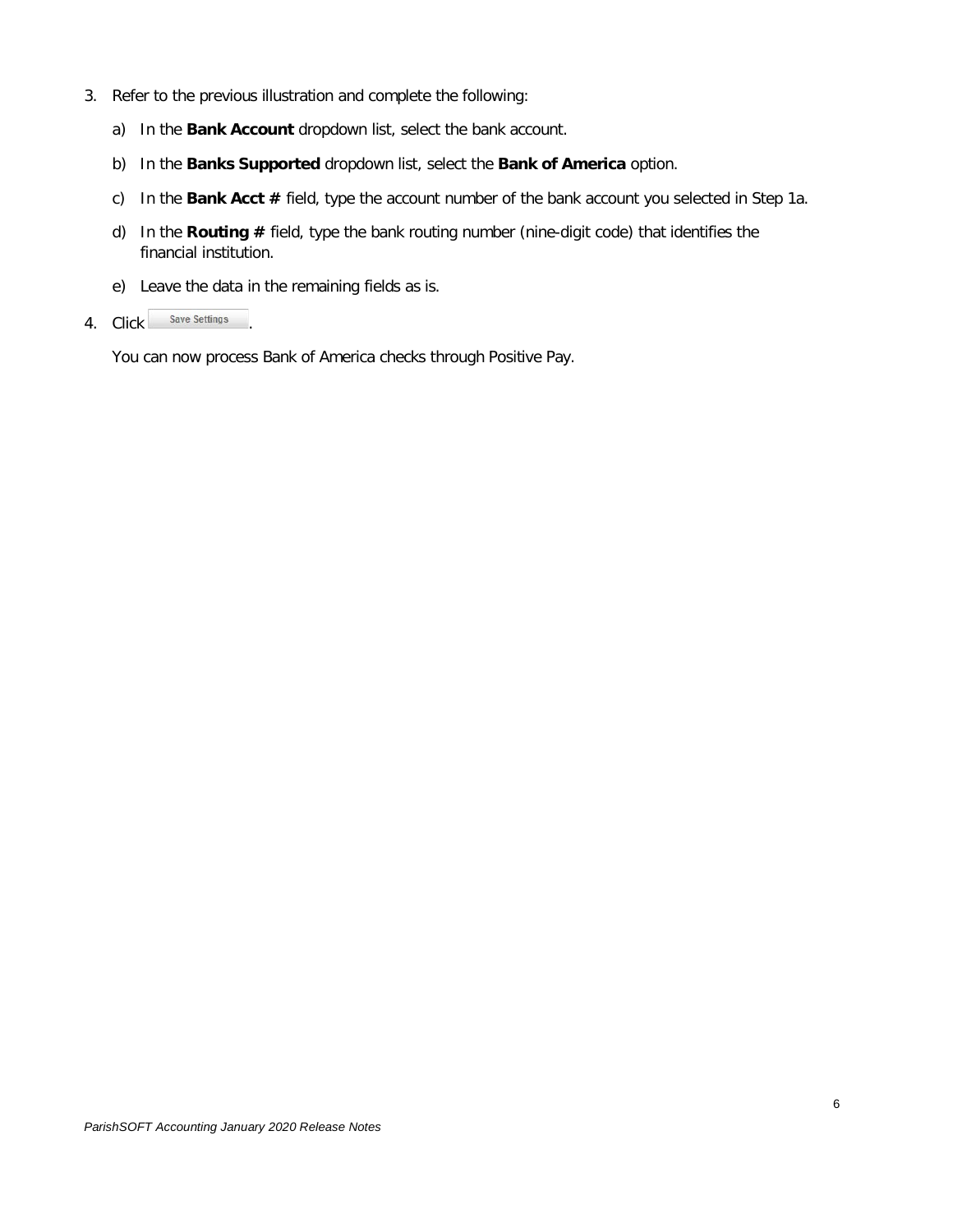3. Refer to the previous illustration and complete the following:

   a) In the **Bank Account** dropdown list, select the bank account.

   b) In the **Banks Supported** dropdown list, select the **Bank of America** option.

   c) In the **Bank Acct #** field, type the account number of the bank account you selected in Step 1a.

   d) In the **Routing #** field, type the bank routing number (nine-digit code) that identifies the financial institution.

   e) Leave the data in the remaining fields as is.

4. Click Save Settings.

   You can now process Bank of America checks through Positive Pay.